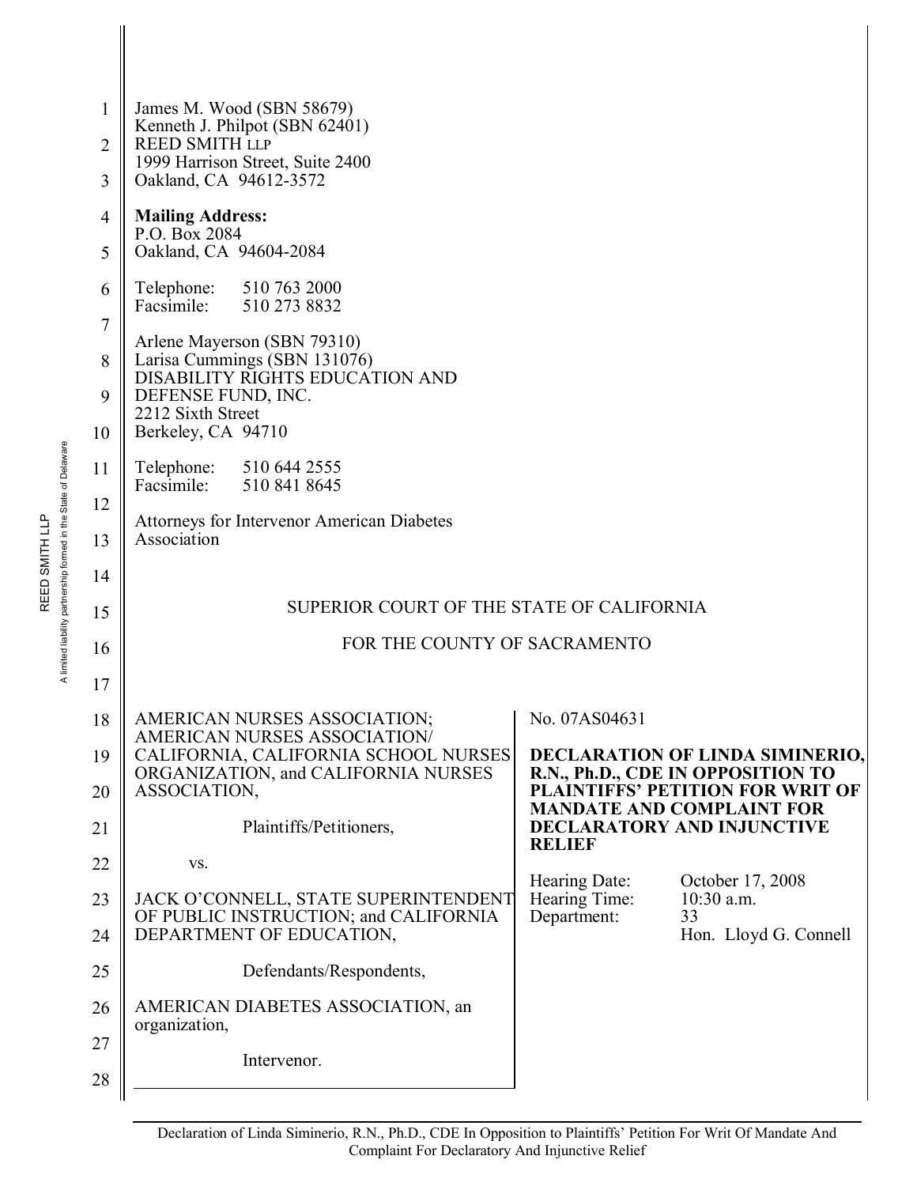James M. Wood (SBN 58679)
Kenneth J. Philpot (SBN 62401)
REED SMITH LLP
1999 Harrison Street, Suite 2400
Oakland, CA 94612-3572

**Mailing Address:**
P.O. Box 2084
Oakland, CA 94604-2084

Telephone: 510 763 2000
Facsimile: 510 273 8832

Arlene Mayerson (SBN 79310)
Larisa Cummings (SBN 131076)
DISABILITY RIGHTS EDUCATION AND DEFENSE FUND, INC.
2212 Sixth Street
Berkeley, CA 94710

Telephone: 510 644 2555
Facsimile: 510 841 8645

Attorneys for Intervenor American Diabetes Association

SUPERIOR COURT OF THE STATE OF CALIFORNIA

FOR THE COUNTY OF SACRAMENTO

AMERICAN NURSES ASSOCIATION; AMERICAN NURSES ASSOCIATION/ CALIFORNIA, CALIFORNIA SCHOOL NURSES ORGANIZATION, and CALIFORNIA NURSES ASSOCIATION,

Plaintiffs/Petitioners,

vs.

JACK O'CONNELL, STATE SUPERINTENDENT OF PUBLIC INSTRUCTION; and CALIFORNIA DEPARTMENT OF EDUCATION,

Defendants/Respondents,

AMERICAN DIABETES ASSOCIATION, an organization,

Intervenor.

No. 07AS04631

**DECLARATION OF LINDA SIMINERIO, R.N., Ph.D., CDE IN OPPOSITION TO PLAINTIFFS' PETITION FOR WRIT OF MANDATE AND COMPLAINT FOR DECLARATORY AND INJUNCTIVE RELIEF**

Hearing Date: October 17, 2008
Hearing Time: 10:30 a.m.
Department: 33
Hon. Lloyd G. Connell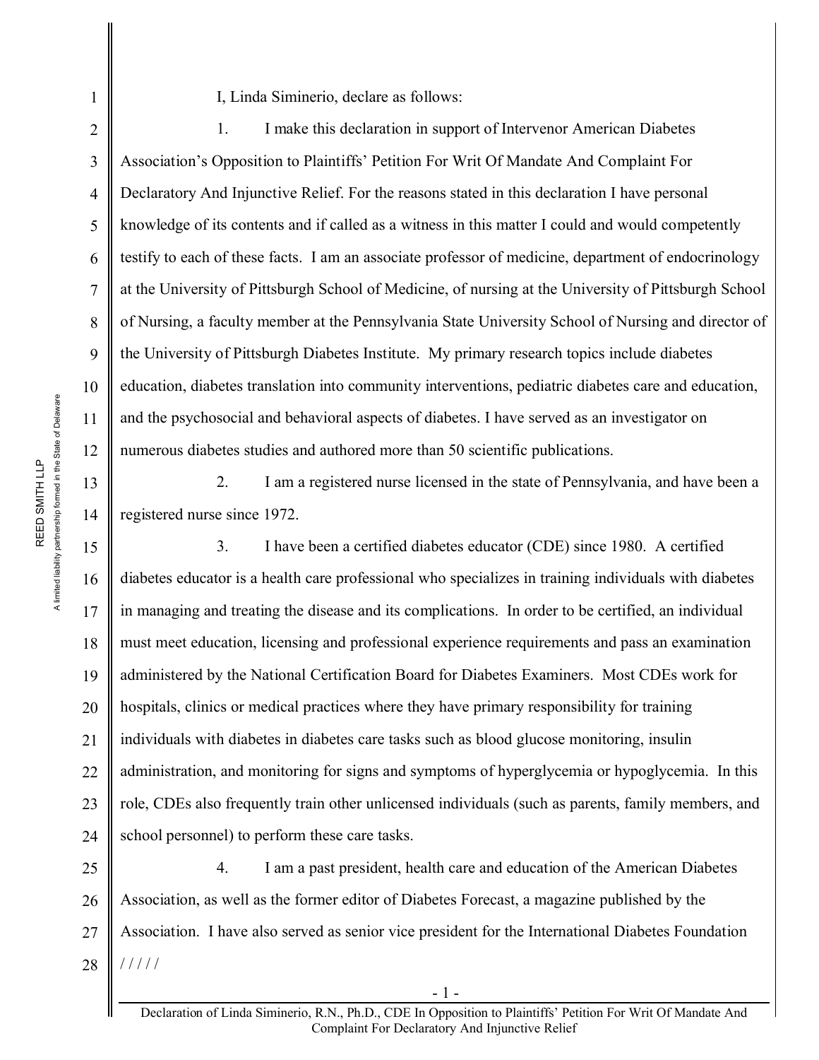I, Linda Siminerio, declare as follows:

1. I make this declaration in support of Intervenor American Diabetes Association's Opposition to Plaintiffs' Petition For Writ Of Mandate And Complaint For Declaratory And Injunctive Relief. For the reasons stated in this declaration I have personal knowledge of its contents and if called as a witness in this matter I could and would competently testify to each of these facts. I am an associate professor of medicine, department of endocrinology at the University of Pittsburgh School of Medicine, of nursing at the University of Pittsburgh School of Nursing, a faculty member at the Pennsylvania State University School of Nursing and director of the University of Pittsburgh Diabetes Institute. My primary research topics include diabetes education, diabetes translation into community interventions, pediatric diabetes care and education, and the psychosocial and behavioral aspects of diabetes. I have served as an investigator on numerous diabetes studies and authored more than 50 scientific publications.

2. I am a registered nurse licensed in the state of Pennsylvania, and have been a registered nurse since 1972.

3. I have been a certified diabetes educator (CDE) since 1980. A certified diabetes educator is a health care professional who specializes in training individuals with diabetes in managing and treating the disease and its complications. In order to be certified, an individual must meet education, licensing and professional experience requirements and pass an examination administered by the National Certification Board for Diabetes Examiners. Most CDEs work for hospitals, clinics or medical practices where they have primary responsibility for training individuals with diabetes in diabetes care tasks such as blood glucose monitoring, insulin administration, and monitoring for signs and symptoms of hyperglycemia or hypoglycemia. In this role, CDEs also frequently train other unlicensed individuals (such as parents, family members, and school personnel) to perform these care tasks.

4. I am a past president, health care and education of the American Diabetes Association, as well as the former editor of Diabetes Forecast, a magazine published by the Association. I have also served as senior vice president for the International Diabetes Foundation

/ / / / /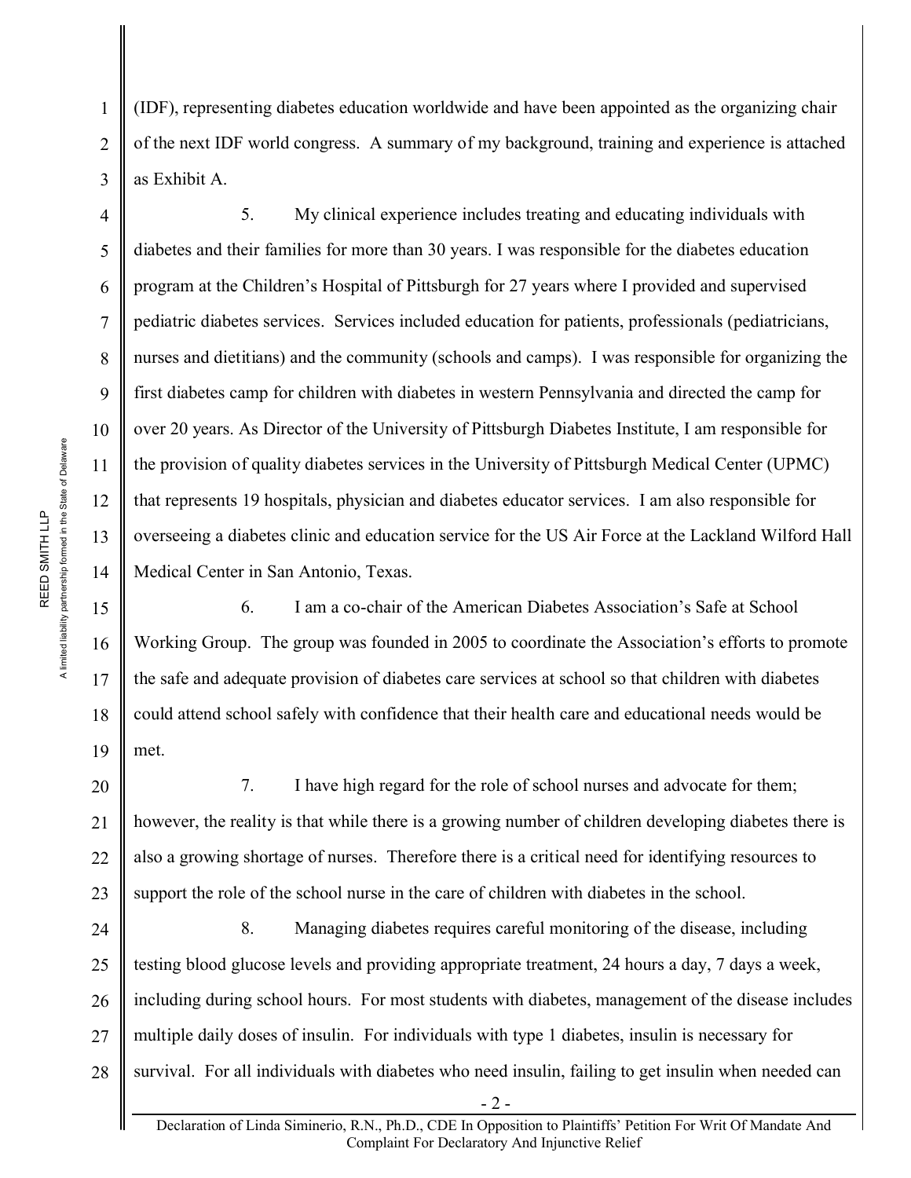(IDF), representing diabetes education worldwide and have been appointed as the organizing chair of the next IDF world congress. A summary of my background, training and experience is attached as Exhibit A.

5. My clinical experience includes treating and educating individuals with diabetes and their families for more than 30 years. I was responsible for the diabetes education program at the Children's Hospital of Pittsburgh for 27 years where I provided and supervised pediatric diabetes services. Services included education for patients, professionals (pediatricians, nurses and dietitians) and the community (schools and camps). I was responsible for organizing the first diabetes camp for children with diabetes in western Pennsylvania and directed the camp for over 20 years. As Director of the University of Pittsburgh Diabetes Institute, I am responsible for the provision of quality diabetes services in the University of Pittsburgh Medical Center (UPMC) that represents 19 hospitals, physician and diabetes educator services. I am also responsible for overseeing a diabetes clinic and education service for the US Air Force at the Lackland Wilford Hall Medical Center in San Antonio, Texas.

6. I am a co-chair of the American Diabetes Association's Safe at School Working Group. The group was founded in 2005 to coordinate the Association's efforts to promote the safe and adequate provision of diabetes care services at school so that children with diabetes could attend school safely with confidence that their health care and educational needs would be met.

7. I have high regard for the role of school nurses and advocate for them; however, the reality is that while there is a growing number of children developing diabetes there is also a growing shortage of nurses. Therefore there is a critical need for identifying resources to support the role of the school nurse in the care of children with diabetes in the school.

8. Managing diabetes requires careful monitoring of the disease, including testing blood glucose levels and providing appropriate treatment, 24 hours a day, 7 days a week, including during school hours. For most students with diabetes, management of the disease includes multiple daily doses of insulin. For individuals with type 1 diabetes, insulin is necessary for survival. For all individuals with diabetes who need insulin, failing to get insulin when needed can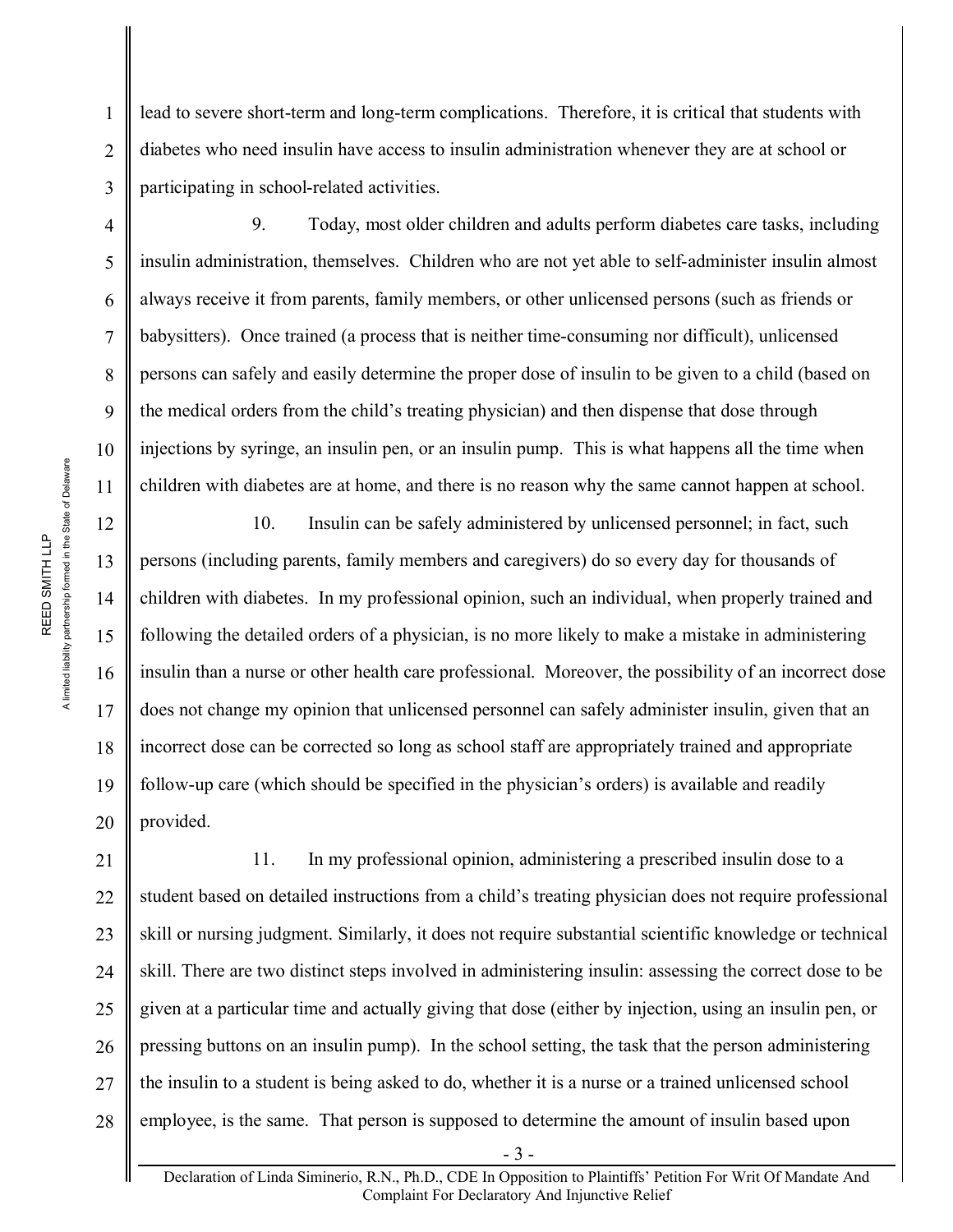lead to severe short-term and long-term complications. Therefore, it is critical that students with diabetes who need insulin have access to insulin administration whenever they are at school or participating in school-related activities.

9. Today, most older children and adults perform diabetes care tasks, including insulin administration, themselves. Children who are not yet able to self-administer insulin almost always receive it from parents, family members, or other unlicensed persons (such as friends or babysitters). Once trained (a process that is neither time-consuming nor difficult), unlicensed persons can safely and easily determine the proper dose of insulin to be given to a child (based on the medical orders from the child's treating physician) and then dispense that dose through injections by syringe, an insulin pen, or an insulin pump. This is what happens all the time when children with diabetes are at home, and there is no reason why the same cannot happen at school.

10. Insulin can be safely administered by unlicensed personnel; in fact, such persons (including parents, family members and caregivers) do so every day for thousands of children with diabetes. In my professional opinion, such an individual, when properly trained and following the detailed orders of a physician, is no more likely to make a mistake in administering insulin than a nurse or other health care professional. Moreover, the possibility of an incorrect dose does not change my opinion that unlicensed personnel can safely administer insulin, given that an incorrect dose can be corrected so long as school staff are appropriately trained and appropriate follow-up care (which should be specified in the physician's orders) is available and readily provided.

11. In my professional opinion, administering a prescribed insulin dose to a student based on detailed instructions from a child's treating physician does not require professional skill or nursing judgment. Similarly, it does not require substantial scientific knowledge or technical skill. There are two distinct steps involved in administering insulin: assessing the correct dose to be given at a particular time and actually giving that dose (either by injection, using an insulin pen, or pressing buttons on an insulin pump). In the school setting, the task that the person administering the insulin to a student is being asked to do, whether it is a nurse or a trained unlicensed school employee, is the same. That person is supposed to determine the amount of insulin based upon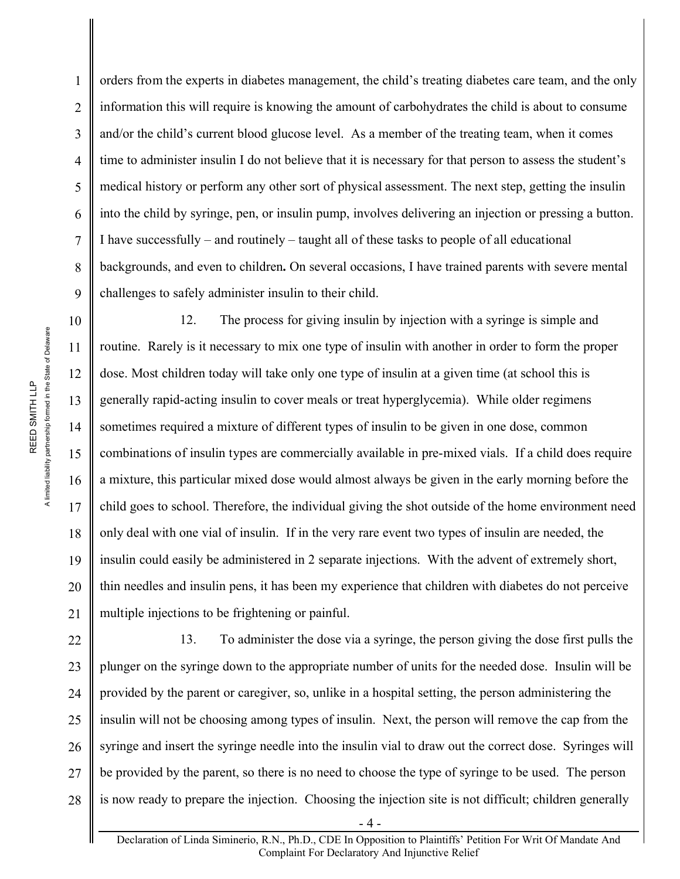orders from the experts in diabetes management, the child's treating diabetes care team, and the only information this will require is knowing the amount of carbohydrates the child is about to consume and/or the child's current blood glucose level. As a member of the treating team, when it comes time to administer insulin I do not believe that it is necessary for that person to assess the student's medical history or perform any other sort of physical assessment. The next step, getting the insulin into the child by syringe, pen, or insulin pump, involves delivering an injection or pressing a button. I have successfully – and routinely – taught all of these tasks to people of all educational backgrounds, and even to children**.** On several occasions, I have trained parents with severe mental challenges to safely administer insulin to their child.

12. The process for giving insulin by injection with a syringe is simple and routine. Rarely is it necessary to mix one type of insulin with another in order to form the proper dose. Most children today will take only one type of insulin at a given time (at school this is generally rapid-acting insulin to cover meals or treat hyperglycemia). While older regimens sometimes required a mixture of different types of insulin to be given in one dose, common combinations of insulin types are commercially available in pre-mixed vials. If a child does require a mixture, this particular mixed dose would almost always be given in the early morning before the child goes to school. Therefore, the individual giving the shot outside of the home environment need only deal with one vial of insulin. If in the very rare event two types of insulin are needed, the insulin could easily be administered in 2 separate injections. With the advent of extremely short, thin needles and insulin pens, it has been my experience that children with diabetes do not perceive multiple injections to be frightening or painful.

13. To administer the dose via a syringe, the person giving the dose first pulls the plunger on the syringe down to the appropriate number of units for the needed dose. Insulin will be provided by the parent or caregiver, so, unlike in a hospital setting, the person administering the insulin will not be choosing among types of insulin. Next, the person will remove the cap from the syringe and insert the syringe needle into the insulin vial to draw out the correct dose. Syringes will be provided by the parent, so there is no need to choose the type of syringe to be used. The person is now ready to prepare the injection. Choosing the injection site is not difficult; children generally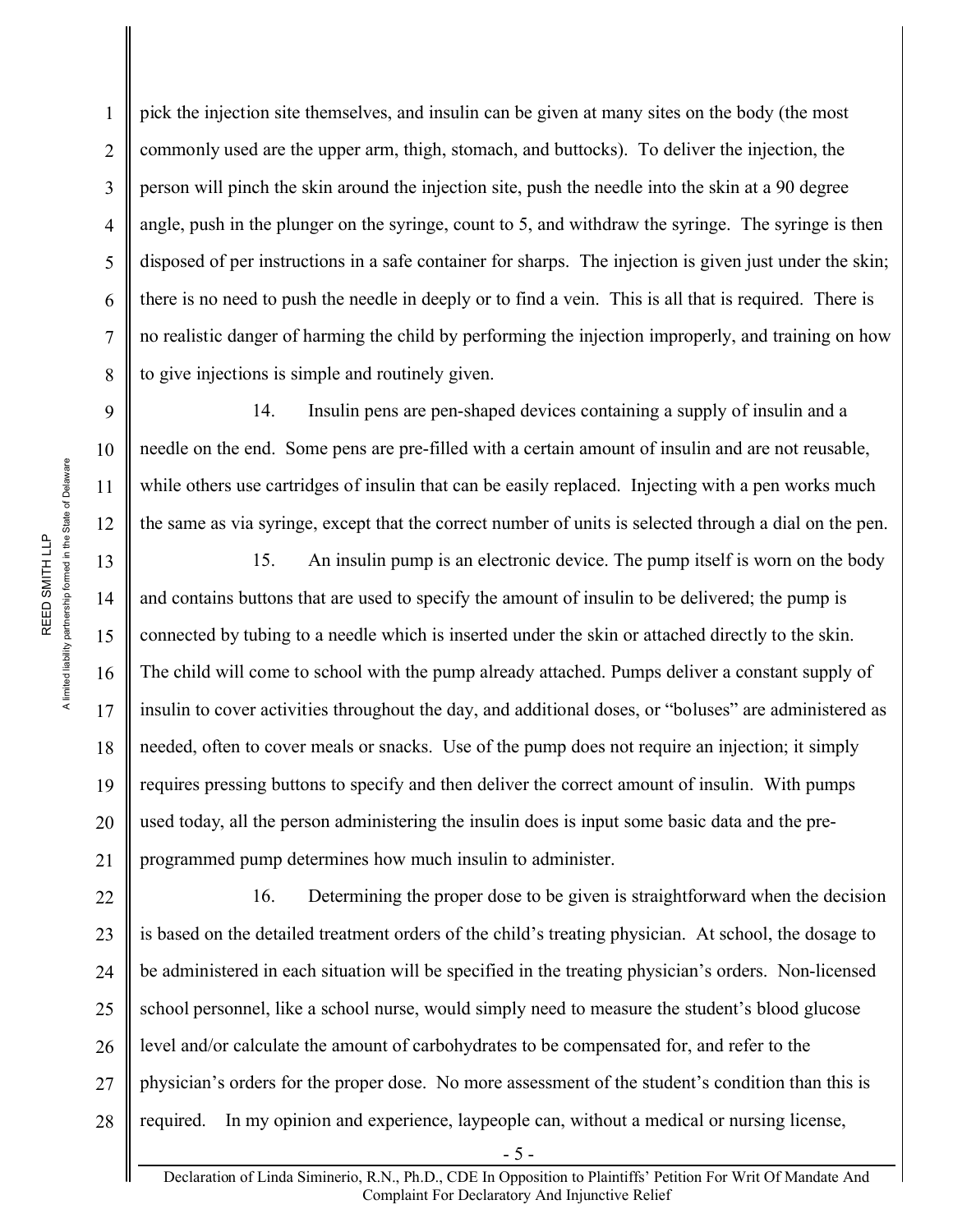pick the injection site themselves, and insulin can be given at many sites on the body (the most commonly used are the upper arm, thigh, stomach, and buttocks). To deliver the injection, the person will pinch the skin around the injection site, push the needle into the skin at a 90 degree angle, push in the plunger on the syringe, count to 5, and withdraw the syringe. The syringe is then disposed of per instructions in a safe container for sharps. The injection is given just under the skin; there is no need to push the needle in deeply or to find a vein. This is all that is required. There is no realistic danger of harming the child by performing the injection improperly, and training on how to give injections is simple and routinely given.

14. Insulin pens are pen-shaped devices containing a supply of insulin and a needle on the end. Some pens are pre-filled with a certain amount of insulin and are not reusable, while others use cartridges of insulin that can be easily replaced. Injecting with a pen works much the same as via syringe, except that the correct number of units is selected through a dial on the pen.

15. An insulin pump is an electronic device. The pump itself is worn on the body and contains buttons that are used to specify the amount of insulin to be delivered; the pump is connected by tubing to a needle which is inserted under the skin or attached directly to the skin. The child will come to school with the pump already attached. Pumps deliver a constant supply of insulin to cover activities throughout the day, and additional doses, or "boluses" are administered as needed, often to cover meals or snacks. Use of the pump does not require an injection; it simply requires pressing buttons to specify and then deliver the correct amount of insulin. With pumps used today, all the person administering the insulin does is input some basic data and the pre-programmed pump determines how much insulin to administer.

16. Determining the proper dose to be given is straightforward when the decision is based on the detailed treatment orders of the child's treating physician. At school, the dosage to be administered in each situation will be specified in the treating physician's orders. Non-licensed school personnel, like a school nurse, would simply need to measure the student's blood glucose level and/or calculate the amount of carbohydrates to be compensated for, and refer to the physician's orders for the proper dose. No more assessment of the student's condition than this is required. In my opinion and experience, laypeople can, without a medical or nursing license,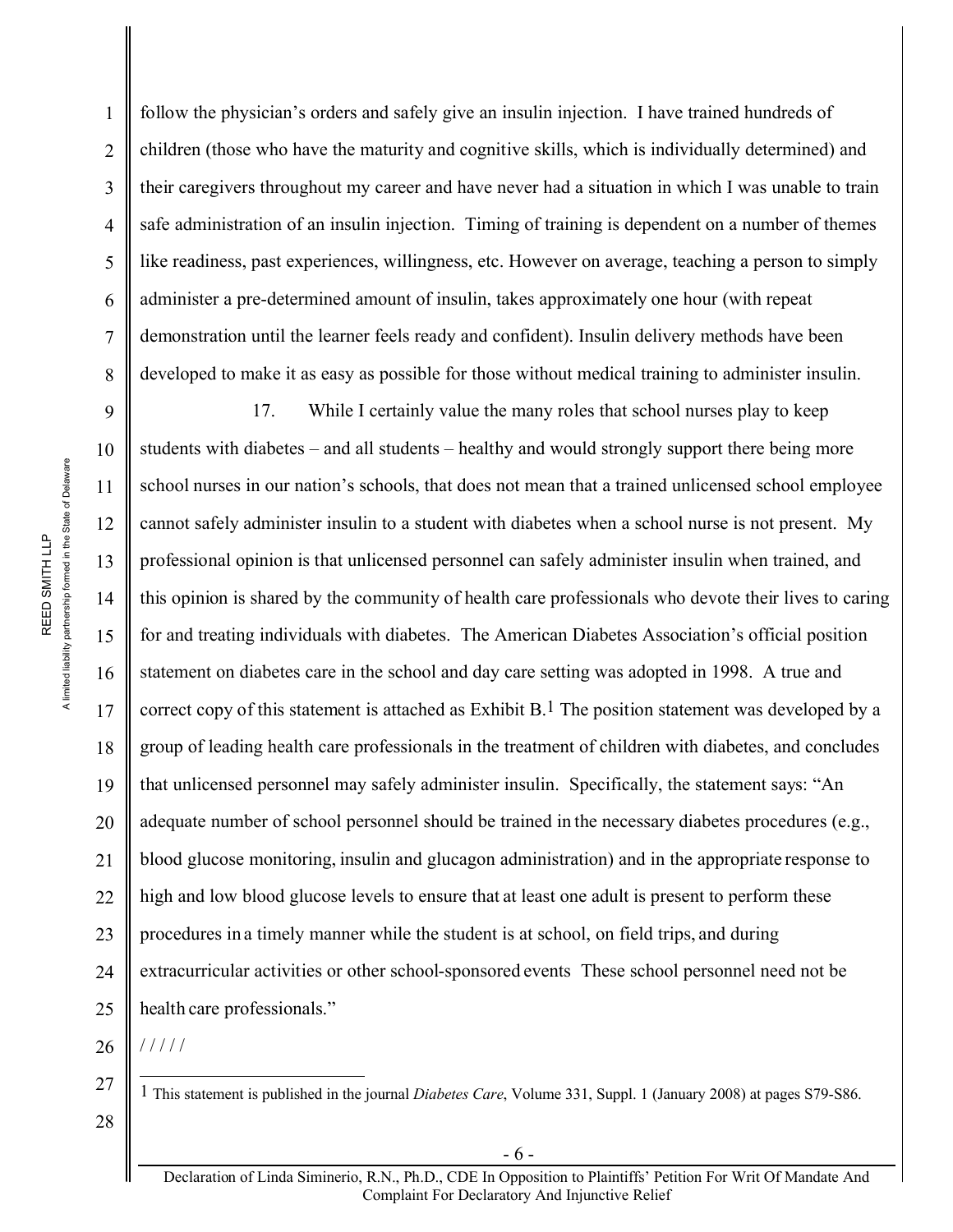follow the physician's orders and safely give an insulin injection. I have trained hundreds of children (those who have the maturity and cognitive skills, which is individually determined) and their caregivers throughout my career and have never had a situation in which I was unable to train safe administration of an insulin injection. Timing of training is dependent on a number of themes like readiness, past experiences, willingness, etc. However on average, teaching a person to simply administer a pre-determined amount of insulin, takes approximately one hour (with repeat demonstration until the learner feels ready and confident). Insulin delivery methods have been developed to make it as easy as possible for those without medical training to administer insulin.

17. While I certainly value the many roles that school nurses play to keep students with diabetes – and all students – healthy and would strongly support there being more school nurses in our nation's schools, that does not mean that a trained unlicensed school employee cannot safely administer insulin to a student with diabetes when a school nurse is not present. My professional opinion is that unlicensed personnel can safely administer insulin when trained, and this opinion is shared by the community of health care professionals who devote their lives to caring for and treating individuals with diabetes. The American Diabetes Association's official position statement on diabetes care in the school and day care setting was adopted in 1998. A true and correct copy of this statement is attached as Exhibit B.[1] The position statement was developed by a group of leading health care professionals in the treatment of children with diabetes, and concludes that unlicensed personnel may safely administer insulin. Specifically, the statement says: "An adequate number of school personnel should be trained in the necessary diabetes procedures (e.g., blood glucose monitoring, insulin and glucagon administration) and in the appropriate response to high and low blood glucose levels to ensure that at least one adult is present to perform these procedures in a timely manner while the student is at school, on field trips, and during extracurricular activities or other school-sponsored events These school personnel need not be health care professionals."

/ / / / /

[1] This statement is published in the journal *Diabetes Care*, Volume 331, Suppl. 1 (January 2008) at pages S79-S86.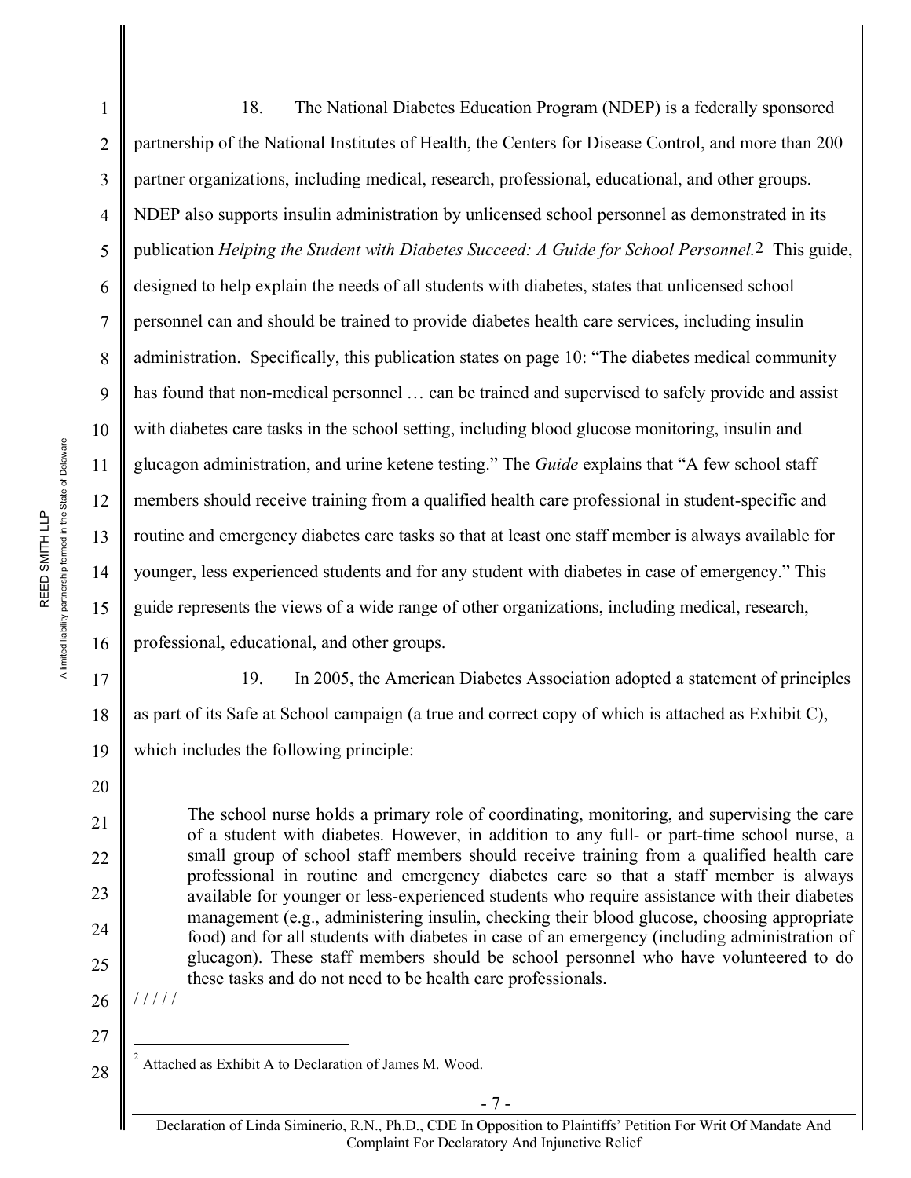18. The National Diabetes Education Program (NDEP) is a federally sponsored partnership of the National Institutes of Health, the Centers for Disease Control, and more than 200 partner organizations, including medical, research, professional, educational, and other groups. NDEP also supports insulin administration by unlicensed school personnel as demonstrated in its publication *Helping the Student with Diabetes Succeed: A Guide for School Personnel.*[2] This guide, designed to help explain the needs of all students with diabetes, states that unlicensed school personnel can and should be trained to provide diabetes health care services, including insulin administration. Specifically, this publication states on page 10: "The diabetes medical community has found that non-medical personnel … can be trained and supervised to safely provide and assist with diabetes care tasks in the school setting, including blood glucose monitoring, insulin and glucagon administration, and urine ketene testing." The *Guide* explains that "A few school staff members should receive training from a qualified health care professional in student-specific and routine and emergency diabetes care tasks so that at least one staff member is always available for younger, less experienced students and for any student with diabetes in case of emergency." This guide represents the views of a wide range of other organizations, including medical, research, professional, educational, and other groups.

19. In 2005, the American Diabetes Association adopted a statement of principles as part of its Safe at School campaign (a true and correct copy of which is attached as Exhibit C), which includes the following principle:

> The school nurse holds a primary role of coordinating, monitoring, and supervising the care of a student with diabetes. However, in addition to any full- or part-time school nurse, a small group of school staff members should receive training from a qualified health care professional in routine and emergency diabetes care so that a staff member is always available for younger or less-experienced students who require assistance with their diabetes management (e.g., administering insulin, checking their blood glucose, choosing appropriate food) and for all students with diabetes in case of an emergency (including administration of glucagon). These staff members should be school personnel who have volunteered to do these tasks and do not need to be health care professionals.

/ / / / /

[2] Attached as Exhibit A to Declaration of James M. Wood.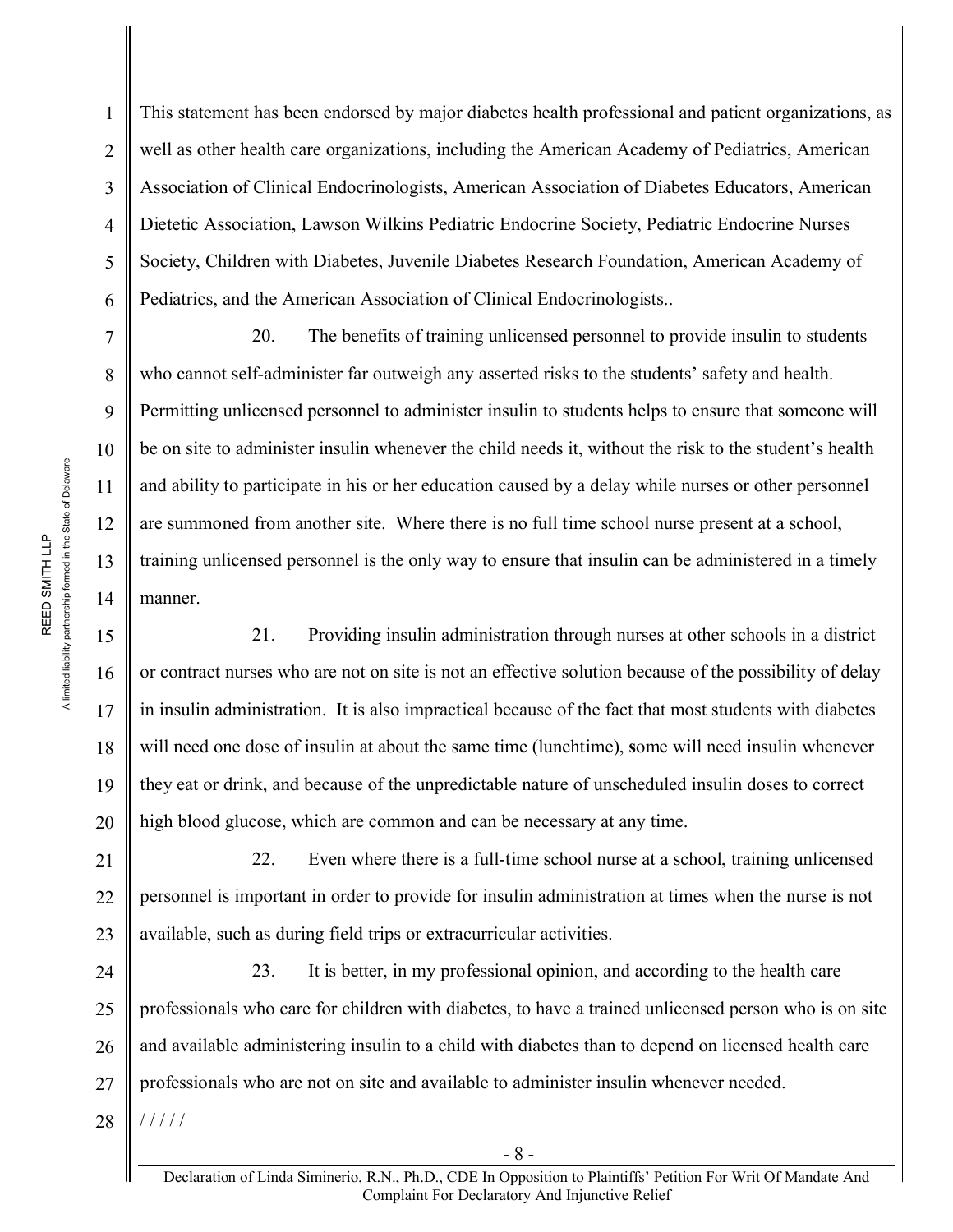This statement has been endorsed by major diabetes health professional and patient organizations, as well as other health care organizations, including the American Academy of Pediatrics, American Association of Clinical Endocrinologists, American Association of Diabetes Educators, American Dietetic Association, Lawson Wilkins Pediatric Endocrine Society, Pediatric Endocrine Nurses Society, Children with Diabetes, Juvenile Diabetes Research Foundation, American Academy of Pediatrics, and the American Association of Clinical Endocrinologists..

20. The benefits of training unlicensed personnel to provide insulin to students who cannot self-administer far outweigh any asserted risks to the students' safety and health. Permitting unlicensed personnel to administer insulin to students helps to ensure that someone will be on site to administer insulin whenever the child needs it, without the risk to the student's health and ability to participate in his or her education caused by a delay while nurses or other personnel are summoned from another site. Where there is no full time school nurse present at a school, training unlicensed personnel is the only way to ensure that insulin can be administered in a timely manner.

21. Providing insulin administration through nurses at other schools in a district or contract nurses who are not on site is not an effective solution because of the possibility of delay in insulin administration. It is also impractical because of the fact that most students with diabetes will need one dose of insulin at about the same time (lunchtime), some will need insulin whenever they eat or drink, and because of the unpredictable nature of unscheduled insulin doses to correct high blood glucose, which are common and can be necessary at any time.

22. Even where there is a full-time school nurse at a school, training unlicensed personnel is important in order to provide for insulin administration at times when the nurse is not available, such as during field trips or extracurricular activities.

23. It is better, in my professional opinion, and according to the health care professionals who care for children with diabetes, to have a trained unlicensed person who is on site and available administering insulin to a child with diabetes than to depend on licensed health care professionals who are not on site and available to administer insulin whenever needed.

/ / / / /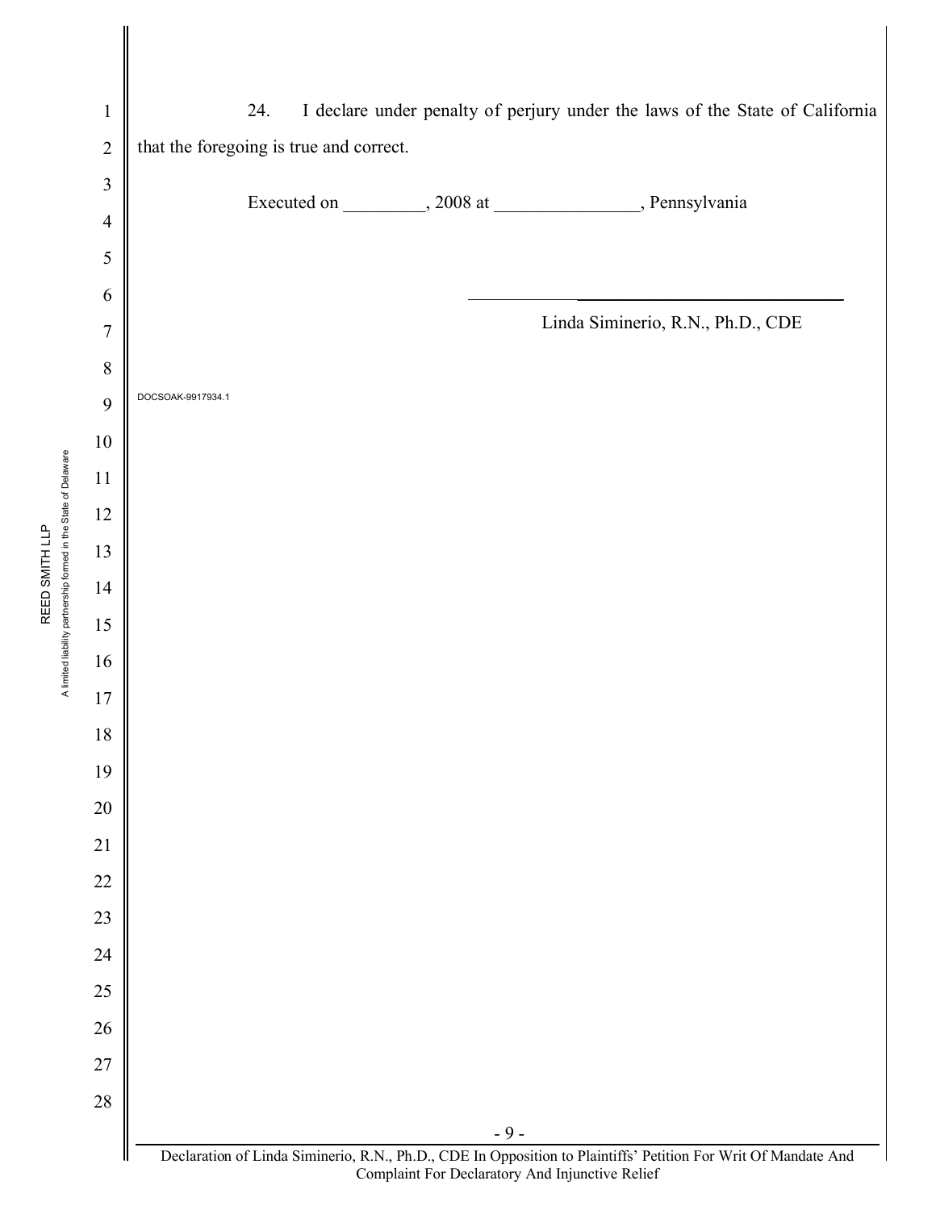24. I declare under penalty of perjury under the laws of the State of California that the foregoing is true and correct.

Executed on _________, 2008 at ________________, Pennsylvania

_______________________________________

Linda Siminerio, R.N., Ph.D., CDE

DOCSOAK-9917934.1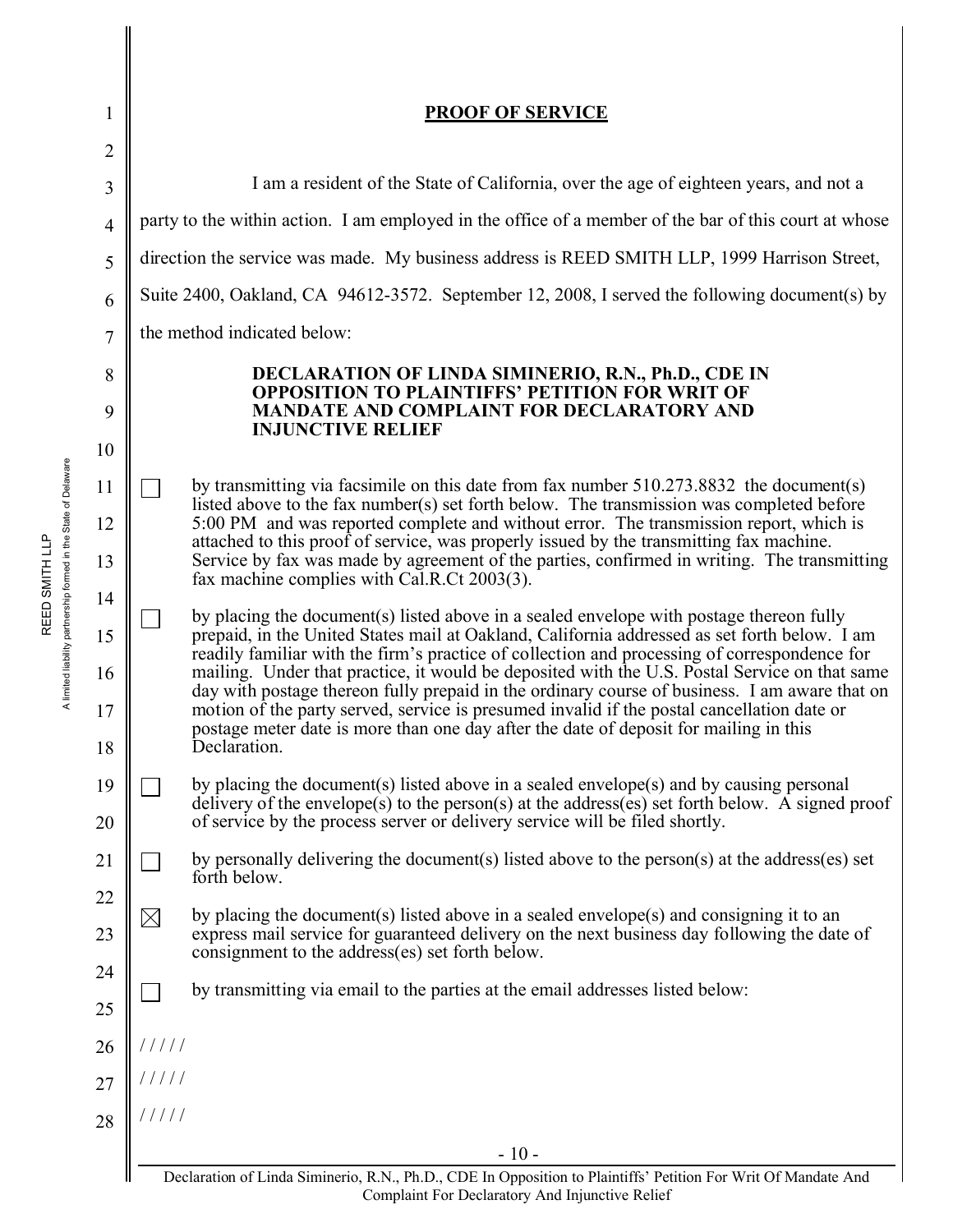# PROOF OF SERVICE

I am a resident of the State of California, over the age of eighteen years, and not a party to the within action. I am employed in the office of a member of the bar of this court at whose direction the service was made. My business address is REED SMITH LLP, 1999 Harrison Street, Suite 2400, Oakland, CA 94612-3572. September 12, 2008, I served the following document(s) by the method indicated below:

**DECLARATION OF LINDA SIMINERIO, R.N., Ph.D., CDE IN OPPOSITION TO PLAINTIFFS' PETITION FOR WRIT OF MANDATE AND COMPLAINT FOR DECLARATORY AND INJUNCTIVE RELIEF**

☐ by transmitting via facsimile on this date from fax number 510.273.8832 the document(s) listed above to the fax number(s) set forth below. The transmission was completed before 5:00 PM and was reported complete and without error. The transmission report, which is attached to this proof of service, was properly issued by the transmitting fax machine. Service by fax was made by agreement of the parties, confirmed in writing. The transmitting fax machine complies with Cal.R.Ct 2003(3).

☐ by placing the document(s) listed above in a sealed envelope with postage thereon fully prepaid, in the United States mail at Oakland, California addressed as set forth below. I am readily familiar with the firm's practice of collection and processing of correspondence for mailing. Under that practice, it would be deposited with the U.S. Postal Service on that same day with postage thereon fully prepaid in the ordinary course of business. I am aware that on motion of the party served, service is presumed invalid if the postal cancellation date or postage meter date is more than one day after the date of deposit for mailing in this Declaration.

☐ by placing the document(s) listed above in a sealed envelope(s) and by causing personal delivery of the envelope(s) to the person(s) at the address(es) set forth below. A signed proof of service by the process server or delivery service will be filed shortly.

☐ by personally delivering the document(s) listed above to the person(s) at the address(es) set forth below.

☒ by placing the document(s) listed above in a sealed envelope(s) and consigning it to an express mail service for guaranteed delivery on the next business day following the date of consignment to the address(es) set forth below.

☐ by transmitting via email to the parties at the email addresses listed below:

/////

/////

/////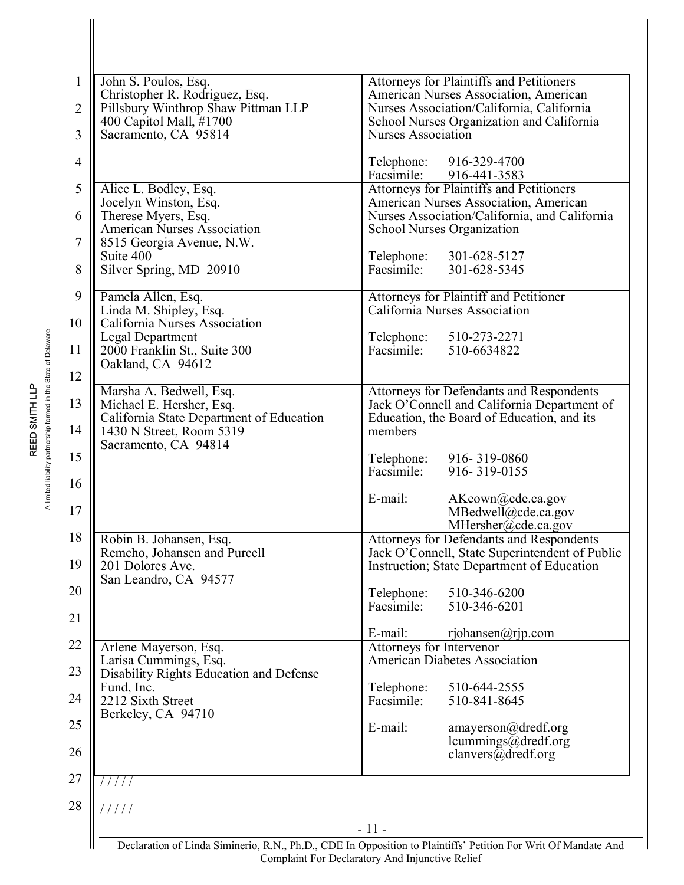| | |
|---|---|
| John S. Poulos, Esq.<br>Christopher R. Rodriguez, Esq.<br>Pillsbury Winthrop Shaw Pittman LLP<br>400 Capitol Mall, #1700<br>Sacramento, CA 95814 | Attorneys for Plaintiffs and Petitioners American Nurses Association, American Nurses Association/California, California School Nurses Organization and California Nurses Association<br><br>Telephone: 916-329-4700<br>Facsimile: 916-441-3583 |
| Alice L. Bodley, Esq.<br>Jocelyn Winston, Esq.<br>Therese Myers, Esq.<br>American Nurses Association<br>8515 Georgia Avenue, N.W.<br>Suite 400<br>Silver Spring, MD 20910 | Attorneys for Plaintiffs and Petitioners American Nurses Association, American Nurses Association/California, and California School Nurses Organization<br><br>Telephone: 301-628-5127<br>Facsimile: 301-628-5345 |
| Pamela Allen, Esq.<br>Linda M. Shipley, Esq.<br>California Nurses Association<br>Legal Department<br>2000 Franklin St., Suite 300<br>Oakland, CA 94612 | Attorneys for Plaintiff and Petitioner California Nurses Association<br><br>Telephone: 510-273-2271<br>Facsimile: 510-6634822 |
| Marsha A. Bedwell, Esq.<br>Michael E. Hersher, Esq.<br>California State Department of Education<br>1430 N Street, Room 5319<br>Sacramento, CA 94814 | Attorneys for Defendants and Respondents Jack O'Connell and California Department of Education, the Board of Education, and its members<br><br>Telephone: 916- 319-0860<br>Facsimile: 916- 319-0155<br><br>E-mail: AKeown@cde.ca.gov<br>MBedwell@cde.ca.gov<br>MHersher@cde.ca.gov |
| Robin B. Johansen, Esq.<br>Remcho, Johansen and Purcell<br>201 Dolores Ave.<br>San Leandro, CA 94577 | Attorneys for Defendants and Respondents Jack O'Connell, State Superintendent of Public Instruction; State Department of Education<br><br>Telephone: 510-346-6200<br>Facsimile: 510-346-6201<br><br>E-mail: rjohansen@rjp.com |
| Arlene Mayerson, Esq.<br>Larisa Cummings, Esq.<br>Disability Rights Education and Defense Fund, Inc.<br>2212 Sixth Street<br>Berkeley, CA 94710 | Attorneys for Intervenor American Diabetes Association<br><br>Telephone: 510-644-2555<br>Facsimile: 510-841-8645<br><br>E-mail: amayerson@dredf.org<br>lcummings@dredf.org<br>clanvers@dredf.org |

/ / / / /

/ / / / /

Declaration of Linda Siminerio, R.N., Ph.D., CDE In Opposition to Plaintiffs' Petition For Writ Of Mandate And Complaint For Declaratory And Injunctive Relief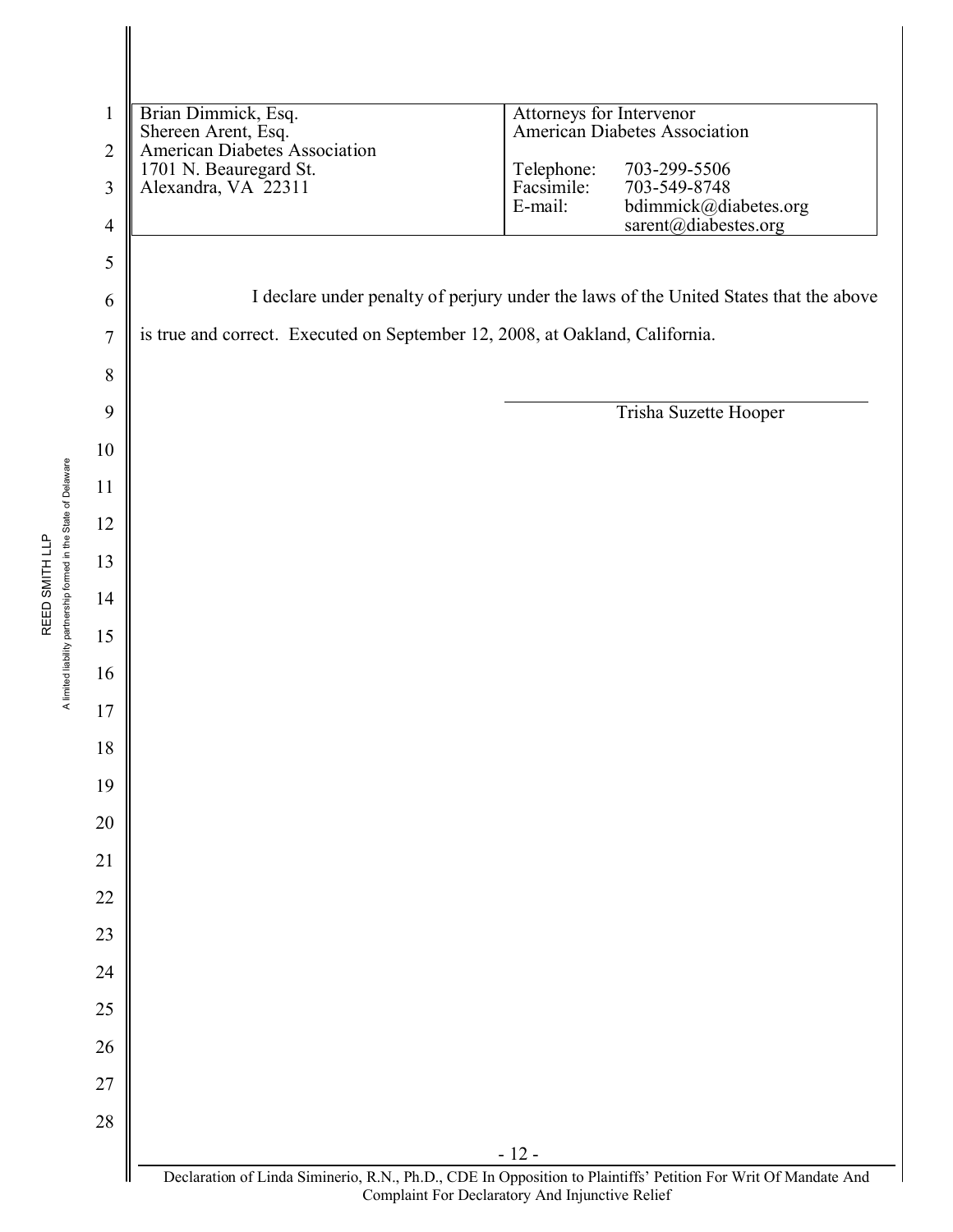| | |
|---|---|
| Brian Dimmick, Esq.<br>Shereen Arent, Esq.<br>American Diabetes Association<br>1701 N. Beauregard St.<br>Alexandra, VA 22311 | Attorneys for Intervenor<br>American Diabetes Association<br><br>Telephone: 703-299-5506<br>Facsimile: 703-549-8748<br>E-mail: bdimmick@diabetes.org<br>sarent@diabestes.org |

I declare under penalty of perjury under the laws of the United States that the above is true and correct. Executed on September 12, 2008, at Oakland, California.

Trisha Suzette Hooper